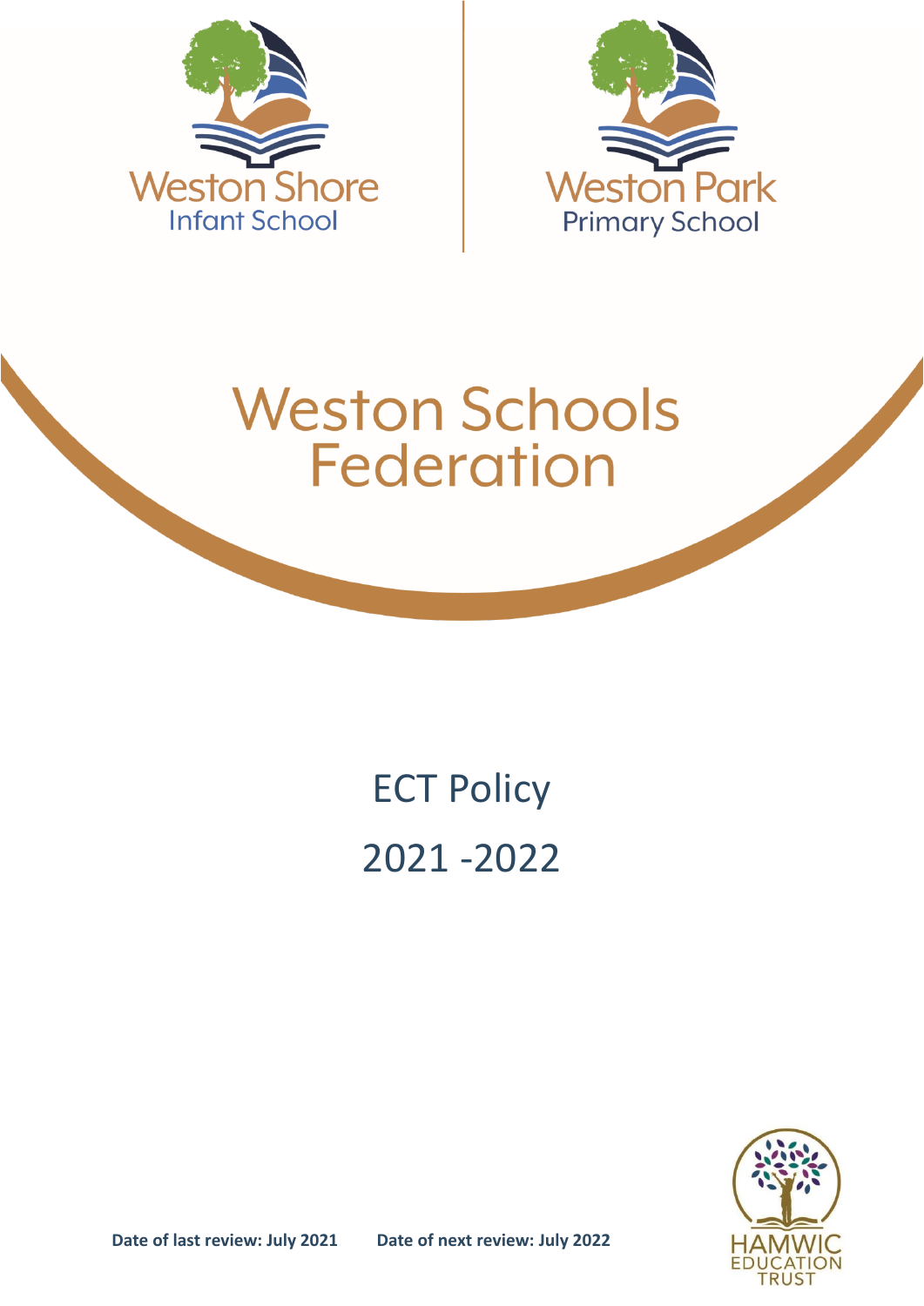Weston Shore
Infant School

Weston Park
Primary School

# Weston Schools Federation

## ECT Policy

## 2021 -2022

**Date of last review: July 2021** **Date of next review: July 2022**

HAMWIC
EDUCATION
TRUST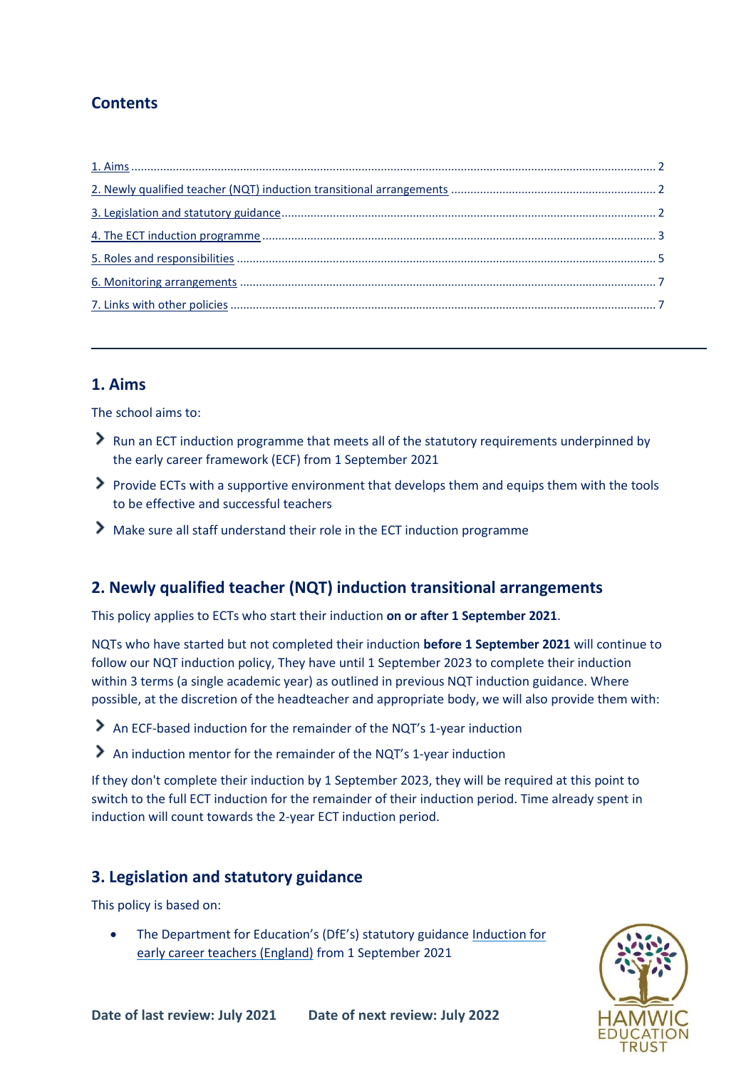## Contents

[1. Aims](#) ........ 2

[2. Newly qualified teacher (NQT) induction transitional arrangements](#) ........ 2

[3. Legislation and statutory guidance](#) ........ 2

[4. The ECT induction programme](#) ........ 3

[5. Roles and responsibilities](#) ........ 5

[6. Monitoring arrangements](#) ........ 7

[7. Links with other policies](#) ........ 7

---

## 1. Aims

The school aims to:

- Run an ECT induction programme that meets all of the statutory requirements underpinned by the early career framework (ECF) from 1 September 2021
- Provide ECTs with a supportive environment that develops them and equips them with the tools to be effective and successful teachers
- Make sure all staff understand their role in the ECT induction programme

## 2. Newly qualified teacher (NQT) induction transitional arrangements

This policy applies to ECTs who start their induction **on or after 1 September 2021**.

NQTs who have started but not completed their induction **before 1 September 2021** will continue to follow our NQT induction policy, They have until 1 September 2023 to complete their induction within 3 terms (a single academic year) as outlined in previous NQT induction guidance. Where possible, at the discretion of the headteacher and appropriate body, we will also provide them with:

- An ECF-based induction for the remainder of the NQT's 1-year induction
- An induction mentor for the remainder of the NQT's 1-year induction

If they don't complete their induction by 1 September 2023, they will be required at this point to switch to the full ECT induction for the remainder of their induction period. Time already spent in induction will count towards the 2-year ECT induction period.

## 3. Legislation and statutory guidance

This policy is based on:

- The Department for Education's (DfE's) statutory guidance [Induction for early career teachers (England)](#) from 1 September 2021

**Date of last review: July 2021** **Date of next review: July 2022**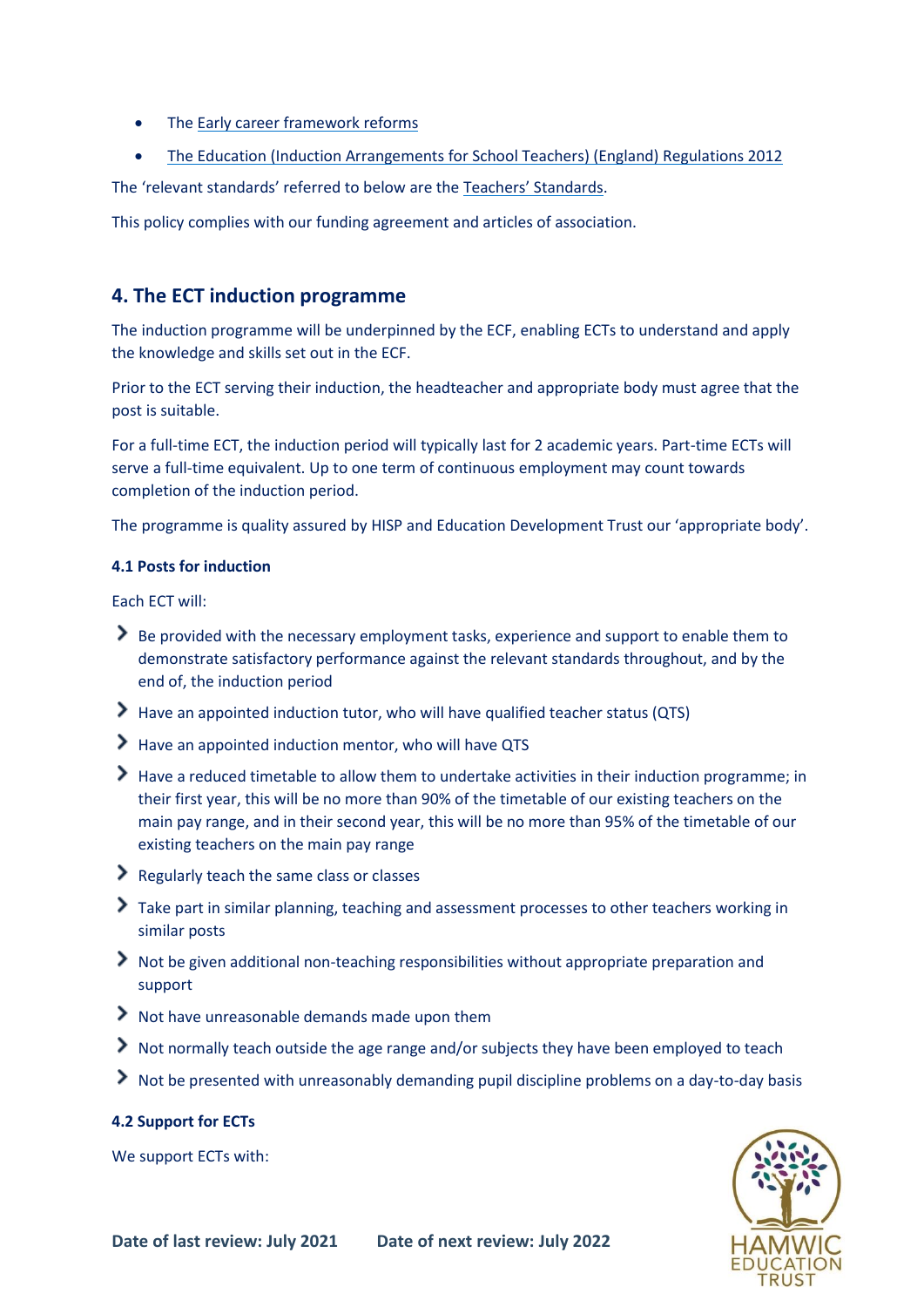- The Early career framework reforms
- The Education (Induction Arrangements for School Teachers) (England) Regulations 2012

The 'relevant standards' referred to below are the Teachers' Standards.

This policy complies with our funding agreement and articles of association.

## 4. The ECT induction programme

The induction programme will be underpinned by the ECF, enabling ECTs to understand and apply the knowledge and skills set out in the ECF.

Prior to the ECT serving their induction, the headteacher and appropriate body must agree that the post is suitable.

For a full-time ECT, the induction period will typically last for 2 academic years. Part-time ECTs will serve a full-time equivalent. Up to one term of continuous employment may count towards completion of the induction period.

The programme is quality assured by HISP and Education Development Trust our 'appropriate body'.

### 4.1 Posts for induction

Each ECT will:

- Be provided with the necessary employment tasks, experience and support to enable them to demonstrate satisfactory performance against the relevant standards throughout, and by the end of, the induction period
- Have an appointed induction tutor, who will have qualified teacher status (QTS)
- Have an appointed induction mentor, who will have QTS
- Have a reduced timetable to allow them to undertake activities in their induction programme; in their first year, this will be no more than 90% of the timetable of our existing teachers on the main pay range, and in their second year, this will be no more than 95% of the timetable of our existing teachers on the main pay range
- Regularly teach the same class or classes
- Take part in similar planning, teaching and assessment processes to other teachers working in similar posts
- Not be given additional non-teaching responsibilities without appropriate preparation and support
- Not have unreasonable demands made upon them
- Not normally teach outside the age range and/or subjects they have been employed to teach
- Not be presented with unreasonably demanding pupil discipline problems on a day-to-day basis

### 4.2 Support for ECTs

We support ECTs with: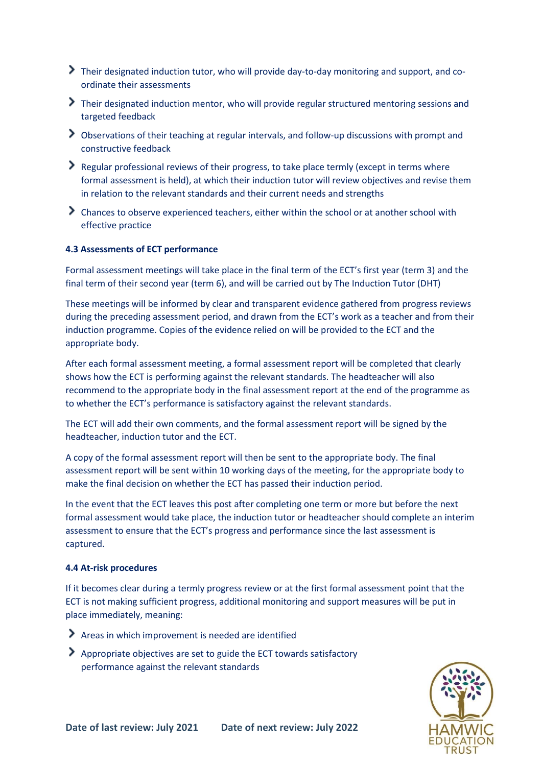- Their designated induction tutor, who will provide day-to-day monitoring and support, and co-ordinate their assessments
- Their designated induction mentor, who will provide regular structured mentoring sessions and targeted feedback
- Observations of their teaching at regular intervals, and follow-up discussions with prompt and constructive feedback
- Regular professional reviews of their progress, to take place termly (except in terms where formal assessment is held), at which their induction tutor will review objectives and revise them in relation to the relevant standards and their current needs and strengths
- Chances to observe experienced teachers, either within the school or at another school with effective practice

### 4.3 Assessments of ECT performance

Formal assessment meetings will take place in the final term of the ECT's first year (term 3) and the final term of their second year (term 6), and will be carried out by The Induction Tutor (DHT)

These meetings will be informed by clear and transparent evidence gathered from progress reviews during the preceding assessment period, and drawn from the ECT's work as a teacher and from their induction programme. Copies of the evidence relied on will be provided to the ECT and the appropriate body.

After each formal assessment meeting, a formal assessment report will be completed that clearly shows how the ECT is performing against the relevant standards. The headteacher will also recommend to the appropriate body in the final assessment report at the end of the programme as to whether the ECT's performance is satisfactory against the relevant standards.

The ECT will add their own comments, and the formal assessment report will be signed by the headteacher, induction tutor and the ECT.

A copy of the formal assessment report will then be sent to the appropriate body. The final assessment report will be sent within 10 working days of the meeting, for the appropriate body to make the final decision on whether the ECT has passed their induction period.

In the event that the ECT leaves this post after completing one term or more but before the next formal assessment would take place, the induction tutor or headteacher should complete an interim assessment to ensure that the ECT's progress and performance since the last assessment is captured.

### 4.4 At-risk procedures

If it becomes clear during a termly progress review or at the first formal assessment point that the ECT is not making sufficient progress, additional monitoring and support measures will be put in place immediately, meaning:

- Areas in which improvement is needed are identified
- Appropriate objectives are set to guide the ECT towards satisfactory performance against the relevant standards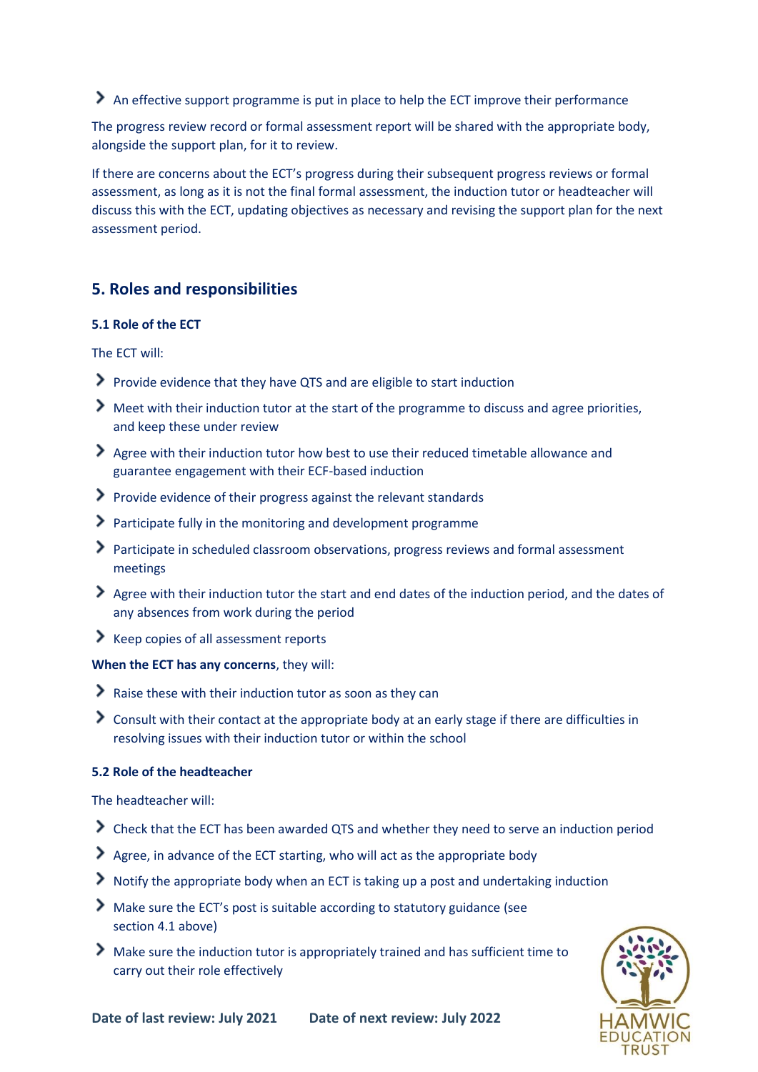- An effective support programme is put in place to help the ECT improve their performance

The progress review record or formal assessment report will be shared with the appropriate body, alongside the support plan, for it to review.

If there are concerns about the ECT's progress during their subsequent progress reviews or formal assessment, as long as it is not the final formal assessment, the induction tutor or headteacher will discuss this with the ECT, updating objectives as necessary and revising the support plan for the next assessment period.

## 5. Roles and responsibilities

### 5.1 Role of the ECT

The ECT will:

- Provide evidence that they have QTS and are eligible to start induction
- Meet with their induction tutor at the start of the programme to discuss and agree priorities, and keep these under review
- Agree with their induction tutor how best to use their reduced timetable allowance and guarantee engagement with their ECF-based induction
- Provide evidence of their progress against the relevant standards
- Participate fully in the monitoring and development programme
- Participate in scheduled classroom observations, progress reviews and formal assessment meetings
- Agree with their induction tutor the start and end dates of the induction period, and the dates of any absences from work during the period
- Keep copies of all assessment reports

**When the ECT has any concerns**, they will:

- Raise these with their induction tutor as soon as they can
- Consult with their contact at the appropriate body at an early stage if there are difficulties in resolving issues with their induction tutor or within the school

### 5.2 Role of the headteacher

The headteacher will:

- Check that the ECT has been awarded QTS and whether they need to serve an induction period
- Agree, in advance of the ECT starting, who will act as the appropriate body
- Notify the appropriate body when an ECT is taking up a post and undertaking induction
- Make sure the ECT's post is suitable according to statutory guidance (see section 4.1 above)
- Make sure the induction tutor is appropriately trained and has sufficient time to carry out their role effectively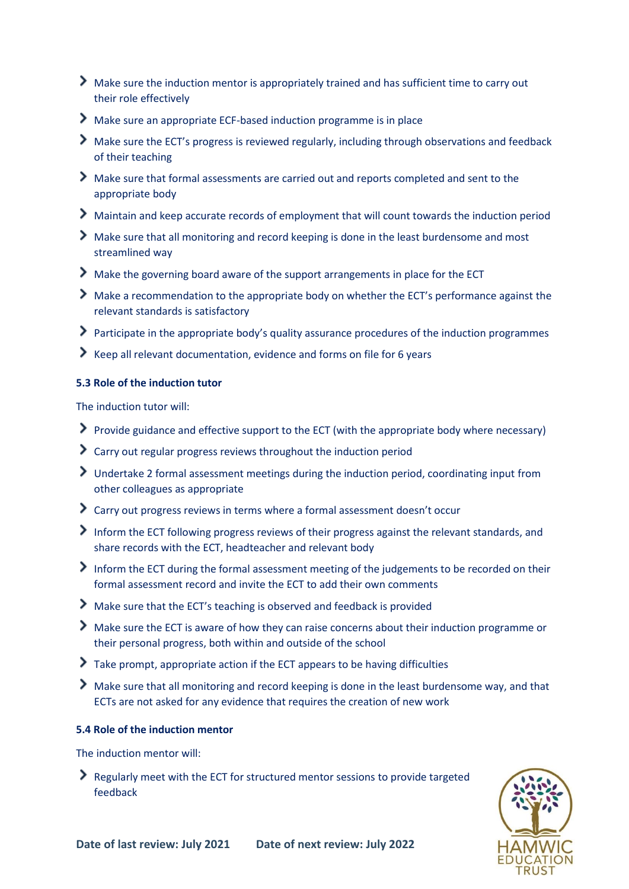- Make sure the induction mentor is appropriately trained and has sufficient time to carry out their role effectively
- Make sure an appropriate ECF-based induction programme is in place
- Make sure the ECT's progress is reviewed regularly, including through observations and feedback of their teaching
- Make sure that formal assessments are carried out and reports completed and sent to the appropriate body
- Maintain and keep accurate records of employment that will count towards the induction period
- Make sure that all monitoring and record keeping is done in the least burdensome and most streamlined way
- Make the governing board aware of the support arrangements in place for the ECT
- Make a recommendation to the appropriate body on whether the ECT's performance against the relevant standards is satisfactory
- Participate in the appropriate body's quality assurance procedures of the induction programmes
- Keep all relevant documentation, evidence and forms on file for 6 years

### 5.3 Role of the induction tutor

The induction tutor will:

- Provide guidance and effective support to the ECT (with the appropriate body where necessary)
- Carry out regular progress reviews throughout the induction period
- Undertake 2 formal assessment meetings during the induction period, coordinating input from other colleagues as appropriate
- Carry out progress reviews in terms where a formal assessment doesn't occur
- Inform the ECT following progress reviews of their progress against the relevant standards, and share records with the ECT, headteacher and relevant body
- Inform the ECT during the formal assessment meeting of the judgements to be recorded on their formal assessment record and invite the ECT to add their own comments
- Make sure that the ECT's teaching is observed and feedback is provided
- Make sure the ECT is aware of how they can raise concerns about their induction programme or their personal progress, both within and outside of the school
- Take prompt, appropriate action if the ECT appears to be having difficulties
- Make sure that all monitoring and record keeping is done in the least burdensome way, and that ECTs are not asked for any evidence that requires the creation of new work

### 5.4 Role of the induction mentor

The induction mentor will:

- Regularly meet with the ECT for structured mentor sessions to provide targeted feedback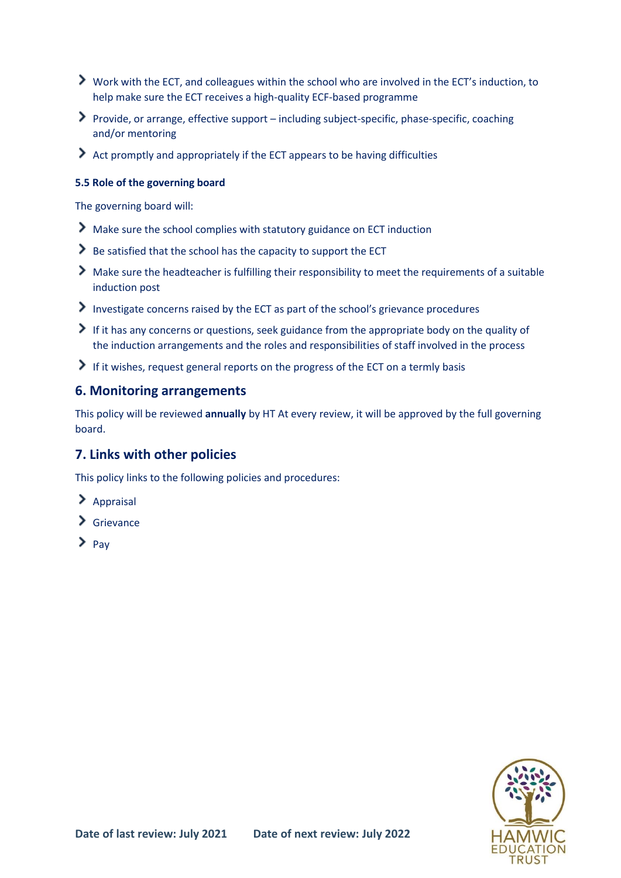- Work with the ECT, and colleagues within the school who are involved in the ECT's induction, to help make sure the ECT receives a high-quality ECF-based programme
- Provide, or arrange, effective support – including subject-specific, phase-specific, coaching and/or mentoring
- Act promptly and appropriately if the ECT appears to be having difficulties

### 5.5 Role of the governing board

The governing board will:

- Make sure the school complies with statutory guidance on ECT induction
- Be satisfied that the school has the capacity to support the ECT
- Make sure the headteacher is fulfilling their responsibility to meet the requirements of a suitable induction post
- Investigate concerns raised by the ECT as part of the school's grievance procedures
- If it has any concerns or questions, seek guidance from the appropriate body on the quality of the induction arrangements and the roles and responsibilities of staff involved in the process
- If it wishes, request general reports on the progress of the ECT on a termly basis

## 6. Monitoring arrangements

This policy will be reviewed **annually** by HT At every review, it will be approved by the full governing board.

## 7. Links with other policies

This policy links to the following policies and procedures:

- Appraisal
- Grievance
- Pay

**Date of last review: July 2021** **Date of next review: July 2022**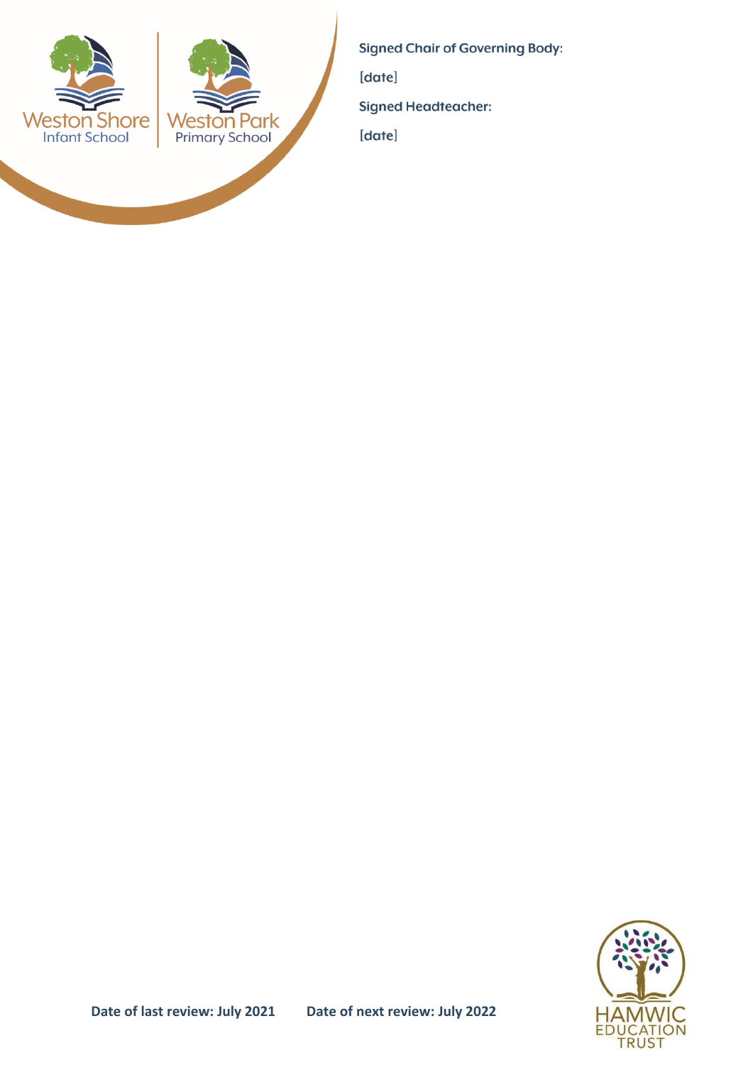Signed Chair of Governing Body:

[date]

Signed Headteacher:

[date]

**Date of last review: July 2021** **Date of next review: July 2022**